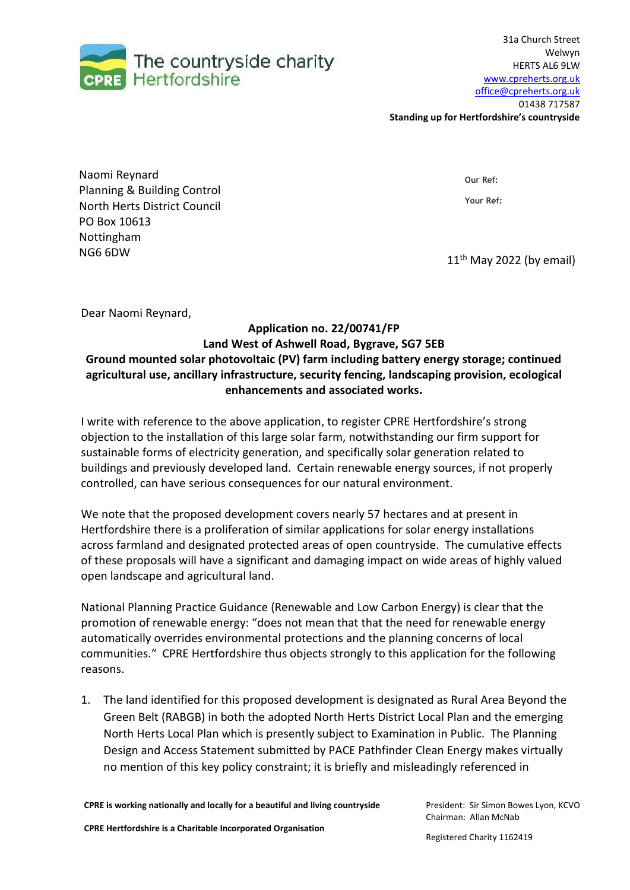The countryside charity
CPRE Hertfordshire

31a Church Street
Welwyn
HERTS AL6 9LW
www.cpreherts.org.uk
office@cpreherts.org.uk
01438 717587
**Standing up for Hertfordshire's countryside**

Naomi Reynard
Planning & Building Control
North Herts District Council
PO Box 10613
Nottingham
NG6 6DW

**Our Ref:**

**Your Ref:**

11th May 2022 (by email)

Dear Naomi Reynard,

**Application no. 22/00741/FP**
**Land West of Ashwell Road, Bygrave, SG7 5EB**
**Ground mounted solar photovoltaic (PV) farm including battery energy storage; continued agricultural use, ancillary infrastructure, security fencing, landscaping provision, ecological enhancements and associated works.**

I write with reference to the above application, to register CPRE Hertfordshire's strong objection to the installation of this large solar farm, notwithstanding our firm support for sustainable forms of electricity generation, and specifically solar generation related to buildings and previously developed land. Certain renewable energy sources, if not properly controlled, can have serious consequences for our natural environment.

We note that the proposed development covers nearly 57 hectares and at present in Hertfordshire there is a proliferation of similar applications for solar energy installations across farmland and designated protected areas of open countryside. The cumulative effects of these proposals will have a significant and damaging impact on wide areas of highly valued open landscape and agricultural land.

National Planning Practice Guidance (Renewable and Low Carbon Energy) is clear that the promotion of renewable energy: "does not mean that that the need for renewable energy automatically overrides environmental protections and the planning concerns of local communities." CPRE Hertfordshire thus objects strongly to this application for the following reasons.

1. The land identified for this proposed development is designated as Rural Area Beyond the Green Belt (RABGB) in both the adopted North Herts District Local Plan and the emerging North Herts Local Plan which is presently subject to Examination in Public. The Planning Design and Access Statement submitted by PACE Pathfinder Clean Energy makes virtually no mention of this key policy constraint; it is briefly and misleadingly referenced in

**CPRE is working nationally and locally for a beautiful and living countryside**

**CPRE Hertfordshire is a Charitable Incorporated Organisation**

President: Sir Simon Bowes Lyon, KCVO
Chairman: Allan McNab

Registered Charity 1162419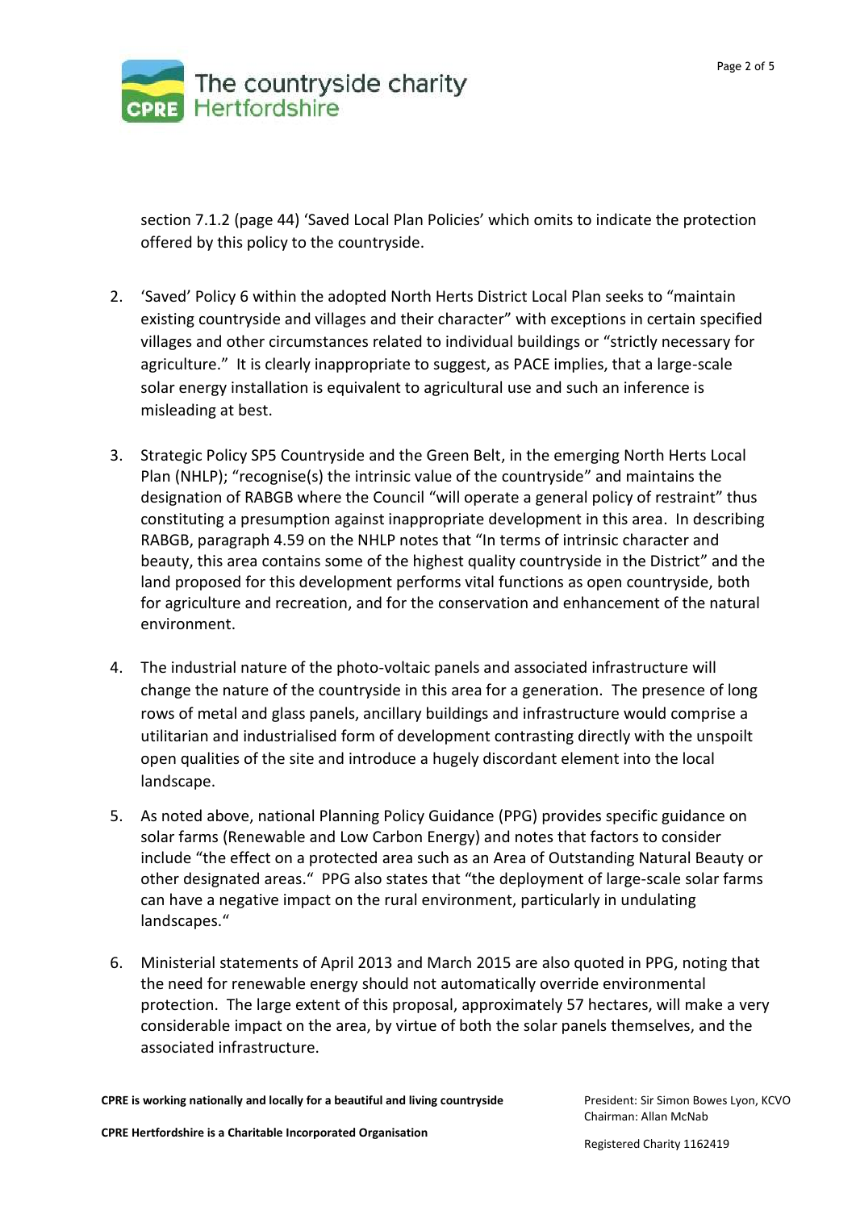section 7.1.2 (page 44) 'Saved Local Plan Policies' which omits to indicate the protection offered by this policy to the countryside.

2. 'Saved' Policy 6 within the adopted North Herts District Local Plan seeks to "maintain existing countryside and villages and their character" with exceptions in certain specified villages and other circumstances related to individual buildings or "strictly necessary for agriculture." It is clearly inappropriate to suggest, as PACE implies, that a large-scale solar energy installation is equivalent to agricultural use and such an inference is misleading at best.

3. Strategic Policy SP5 Countryside and the Green Belt, in the emerging North Herts Local Plan (NHLP); "recognise(s) the intrinsic value of the countryside" and maintains the designation of RABGB where the Council "will operate a general policy of restraint" thus constituting a presumption against inappropriate development in this area. In describing RABGB, paragraph 4.59 on the NHLP notes that "In terms of intrinsic character and beauty, this area contains some of the highest quality countryside in the District" and the land proposed for this development performs vital functions as open countryside, both for agriculture and recreation, and for the conservation and enhancement of the natural environment.

4. The industrial nature of the photo-voltaic panels and associated infrastructure will change the nature of the countryside in this area for a generation. The presence of long rows of metal and glass panels, ancillary buildings and infrastructure would comprise a utilitarian and industrialised form of development contrasting directly with the unspoilt open qualities of the site and introduce a hugely discordant element into the local landscape.

5. As noted above, national Planning Policy Guidance (PPG) provides specific guidance on solar farms (Renewable and Low Carbon Energy) and notes that factors to consider include "the effect on a protected area such as an Area of Outstanding Natural Beauty or other designated areas." PPG also states that "the deployment of large-scale solar farms can have a negative impact on the rural environment, particularly in undulating landscapes."

6. Ministerial statements of April 2013 and March 2015 are also quoted in PPG, noting that the need for renewable energy should not automatically override environmental protection. The large extent of this proposal, approximately 57 hectares, will make a very considerable impact on the area, by virtue of both the solar panels themselves, and the associated infrastructure.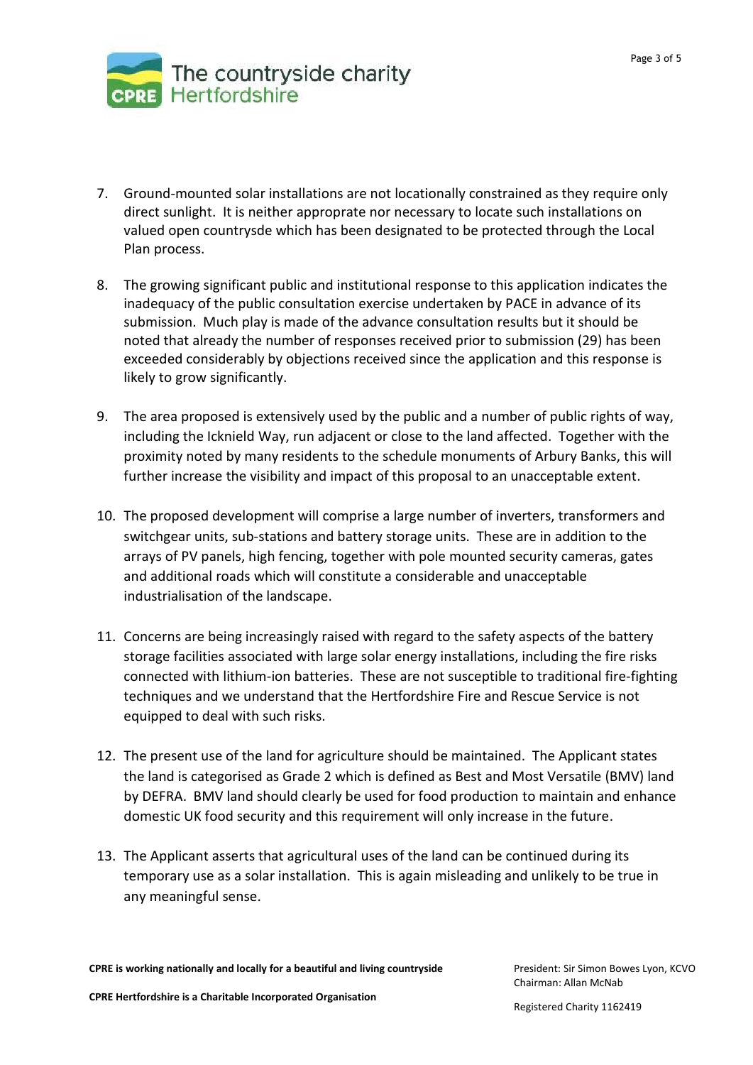7. Ground-mounted solar installations are not locationally constrained as they require only direct sunlight. It is neither approprate nor necessary to locate such installations on valued open countrysde which has been designated to be protected through the Local Plan process.

8. The growing significant public and institutional response to this application indicates the inadequacy of the public consultation exercise undertaken by PACE in advance of its submission. Much play is made of the advance consultation results but it should be noted that already the number of responses received prior to submission (29) has been exceeded considerably by objections received since the application and this response is likely to grow significantly.

9. The area proposed is extensively used by the public and a number of public rights of way, including the Icknield Way, run adjacent or close to the land affected. Together with the proximity noted by many residents to the schedule monuments of Arbury Banks, this will further increase the visibility and impact of this proposal to an unacceptable extent.

10. The proposed development will comprise a large number of inverters, transformers and switchgear units, sub-stations and battery storage units. These are in addition to the arrays of PV panels, high fencing, together with pole mounted security cameras, gates and additional roads which will constitute a considerable and unacceptable industrialisation of the landscape.

11. Concerns are being increasingly raised with regard to the safety aspects of the battery storage facilities associated with large solar energy installations, including the fire risks connected with lithium-ion batteries. These are not susceptible to traditional fire-fighting techniques and we understand that the Hertfordshire Fire and Rescue Service is not equipped to deal with such risks.

12. The present use of the land for agriculture should be maintained. The Applicant states the land is categorised as Grade 2 which is defined as Best and Most Versatile (BMV) land by DEFRA. BMV land should clearly be used for food production to maintain and enhance domestic UK food security and this requirement will only increase in the future.

13. The Applicant asserts that agricultural uses of the land can be continued during its temporary use as a solar installation. This is again misleading and unlikely to be true in any meaningful sense.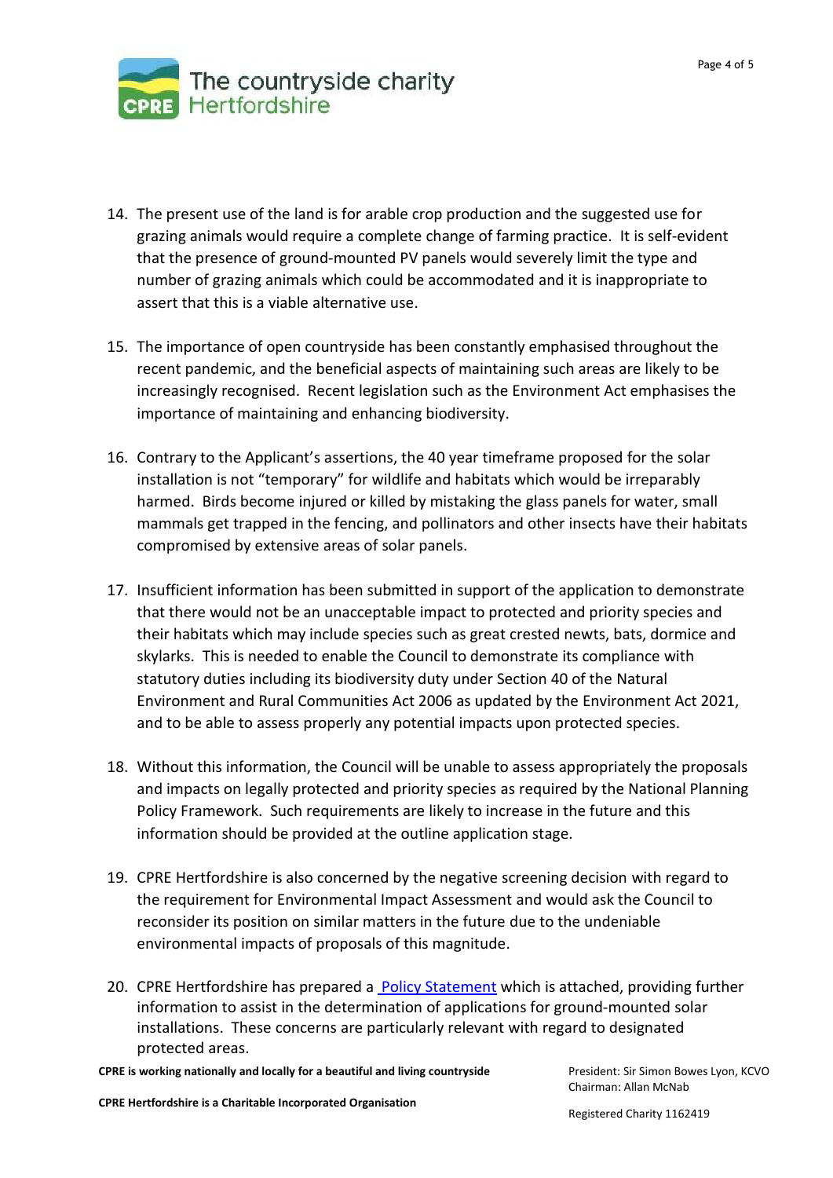14. The present use of the land is for arable crop production and the suggested use for grazing animals would require a complete change of farming practice. It is self-evident that the presence of ground-mounted PV panels would severely limit the type and number of grazing animals which could be accommodated and it is inappropriate to assert that this is a viable alternative use.

15. The importance of open countryside has been constantly emphasised throughout the recent pandemic, and the beneficial aspects of maintaining such areas are likely to be increasingly recognised. Recent legislation such as the Environment Act emphasises the importance of maintaining and enhancing biodiversity.

16. Contrary to the Applicant's assertions, the 40 year timeframe proposed for the solar installation is not "temporary" for wildlife and habitats which would be irreparably harmed. Birds become injured or killed by mistaking the glass panels for water, small mammals get trapped in the fencing, and pollinators and other insects have their habitats compromised by extensive areas of solar panels.

17. Insufficient information has been submitted in support of the application to demonstrate that there would not be an unacceptable impact to protected and priority species and their habitats which may include species such as great crested newts, bats, dormice and skylarks. This is needed to enable the Council to demonstrate its compliance with statutory duties including its biodiversity duty under Section 40 of the Natural Environment and Rural Communities Act 2006 as updated by the Environment Act 2021, and to be able to assess properly any potential impacts upon protected species.

18. Without this information, the Council will be unable to assess appropriately the proposals and impacts on legally protected and priority species as required by the National Planning Policy Framework. Such requirements are likely to increase in the future and this information should be provided at the outline application stage.

19. CPRE Hertfordshire is also concerned by the negative screening decision with regard to the requirement for Environmental Impact Assessment and would ask the Council to reconsider its position on similar matters in the future due to the undeniable environmental impacts of proposals of this magnitude.

20. CPRE Hertfordshire has prepared a [Policy Statement] which is attached, providing further information to assist in the determination of applications for ground-mounted solar installations. These concerns are particularly relevant with regard to designated protected areas.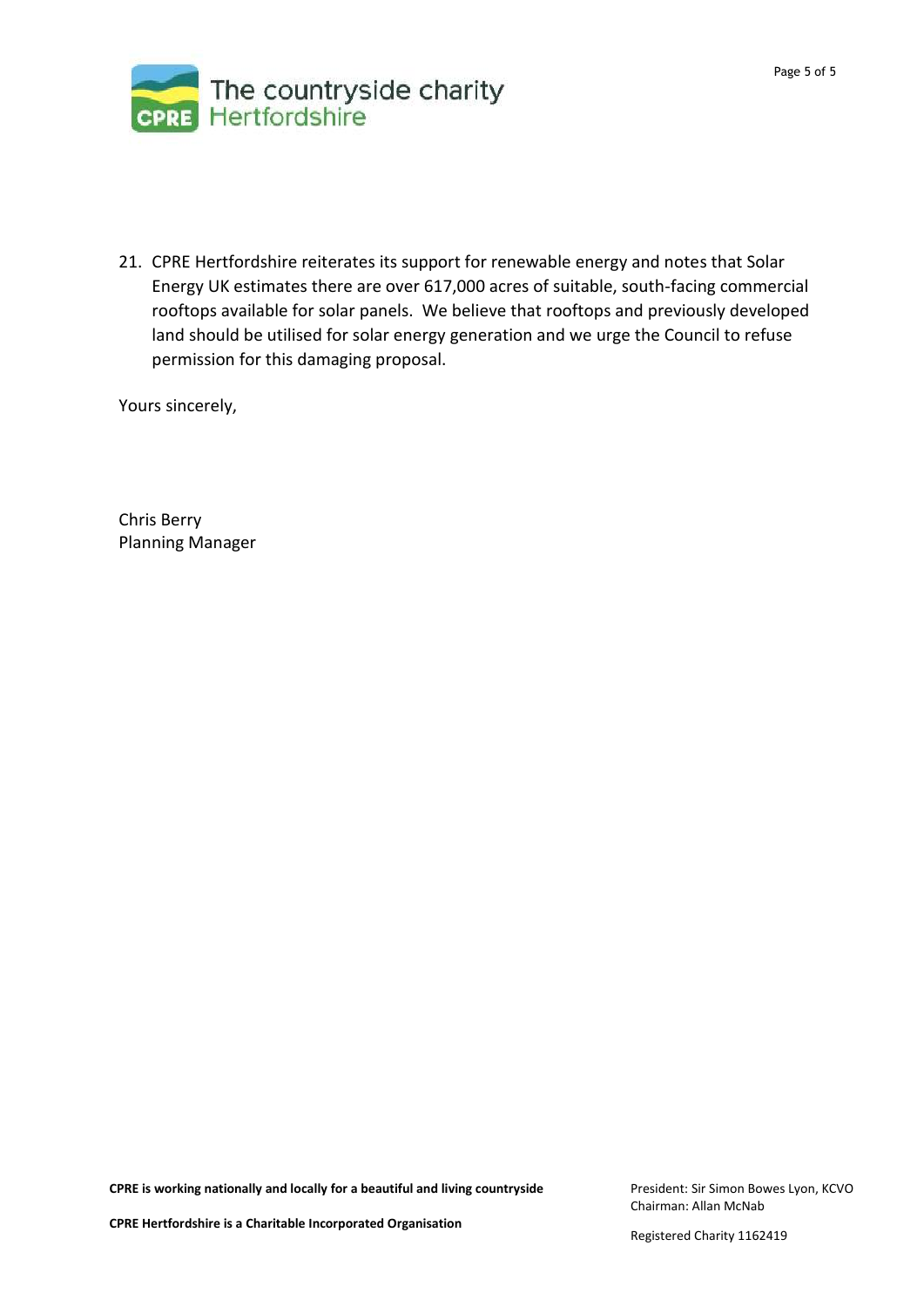21. CPRE Hertfordshire reiterates its support for renewable energy and notes that Solar Energy UK estimates there are over 617,000 acres of suitable, south-facing commercial rooftops available for solar panels. We believe that rooftops and previously developed land should be utilised for solar energy generation and we urge the Council to refuse permission for this damaging proposal.

Yours sincerely,

Chris Berry
Planning Manager

**CPRE is working nationally and locally for a beautiful and living countryside**

**CPRE Hertfordshire is a Charitable Incorporated Organisation**

President: Sir Simon Bowes Lyon, KCVO
Chairman: Allan McNab

Registered Charity 1162419